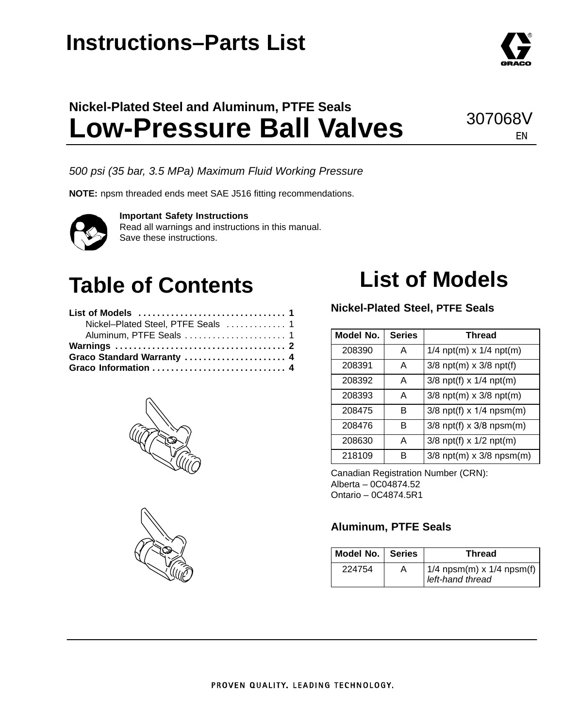# Instructions–Parts List

### Nickel-Plated Steel and Aluminum, PTFE Seals

# Low-Pressure Ball Valves

307068V

EN

*500 psi (35 bar, 3.5 MPa) Maximum Fluid Working Pressure*

**NOTE:** npsm threaded ends meet SAE J516 fitting recommendations.

**Important Safety Instructions**
Read all warnings and instructions in this manual.
Save these instructions.

## Table of Contents

**List of Models** . . . . . . . . . . . . . . . . . . . . . . . . . . . . . . . . 1
- Nickel–Plated Steel, PTFE Seals . . . . . . . . . . . . 1
- Aluminum, PTFE Seals . . . . . . . . . . . . . . . . . . . . . . 1

**Warnings** . . . . . . . . . . . . . . . . . . . . . . . . . . . . . . . . . . . . 2
**Graco Standard Warranty** . . . . . . . . . . . . . . . . . . . . . . 4
**Graco Information** . . . . . . . . . . . . . . . . . . . . . . . . . . . . . 4

## List of Models

### Nickel-Plated Steel, PTFE Seals

| Model No. | Series | Thread |
|---|---|---|
| 208390 | A | 1/4 npt(m) x 1/4 npt(m) |
| 208391 | A | 3/8 npt(m) x 3/8 npt(f) |
| 208392 | A | 3/8 npt(f) x 1/4 npt(m) |
| 208393 | A | 3/8 npt(m) x 3/8 npt(m) |
| 208475 | B | 3/8 npt(f) x 1/4 npsm(m) |
| 208476 | B | 3/8 npt(f) x 3/8 npsm(m) |
| 208630 | A | 3/8 npt(f) x 1/2 npt(m) |
| 218109 | B | 3/8 npt(m) x 3/8 npsm(m) |

Canadian Registration Number (CRN):
Alberta – 0C04874.52
Ontario – 0C4874.5R1

### Aluminum, PTFE Seals

| Model No. | Series | Thread |
|---|---|---|
| 224754 | A | 1/4 npsm(m) x 1/4 npsm(f) *left-hand thread* |

PROVEN QUALITY. LEADING TECHNOLOGY.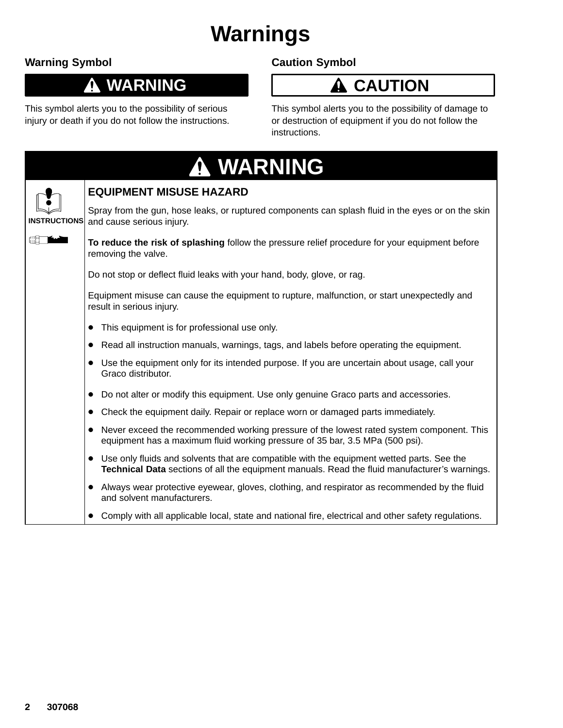# Warnings

## Warning Symbol

**⚠ WARNING**

This symbol alerts you to the possibility of serious injury or death if you do not follow the instructions.

## Caution Symbol

**⚠ CAUTION**

This symbol alerts you to the possibility of damage to or destruction of equipment if you do not follow the instructions.

## ⚠ WARNING

INSTRUCTIONS

### EQUIPMENT MISUSE HAZARD

Spray from the gun, hose leaks, or ruptured components can splash fluid in the eyes or on the skin and cause serious injury.

**To reduce the risk of splashing** follow the pressure relief procedure for your equipment before removing the valve.

Do not stop or deflect fluid leaks with your hand, body, glove, or rag.

Equipment misuse can cause the equipment to rupture, malfunction, or start unexpectedly and result in serious injury.

- This equipment is for professional use only.
- Read all instruction manuals, warnings, tags, and labels before operating the equipment.
- Use the equipment only for its intended purpose. If you are uncertain about usage, call your Graco distributor.
- Do not alter or modify this equipment. Use only genuine Graco parts and accessories.
- Check the equipment daily. Repair or replace worn or damaged parts immediately.
- Never exceed the recommended working pressure of the lowest rated system component. This equipment has a maximum fluid working pressure of 35 bar, 3.5 MPa (500 psi).
- Use only fluids and solvents that are compatible with the equipment wetted parts. See the **Technical Data** sections of all the equipment manuals. Read the fluid manufacturer's warnings.
- Always wear protective eyewear, gloves, clothing, and respirator as recommended by the fluid and solvent manufacturers.
- Comply with all applicable local, state and national fire, electrical and other safety regulations.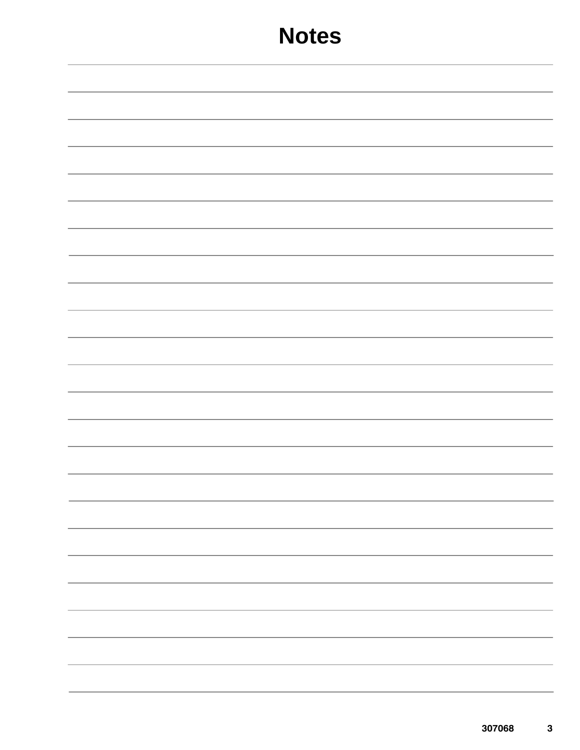# Notes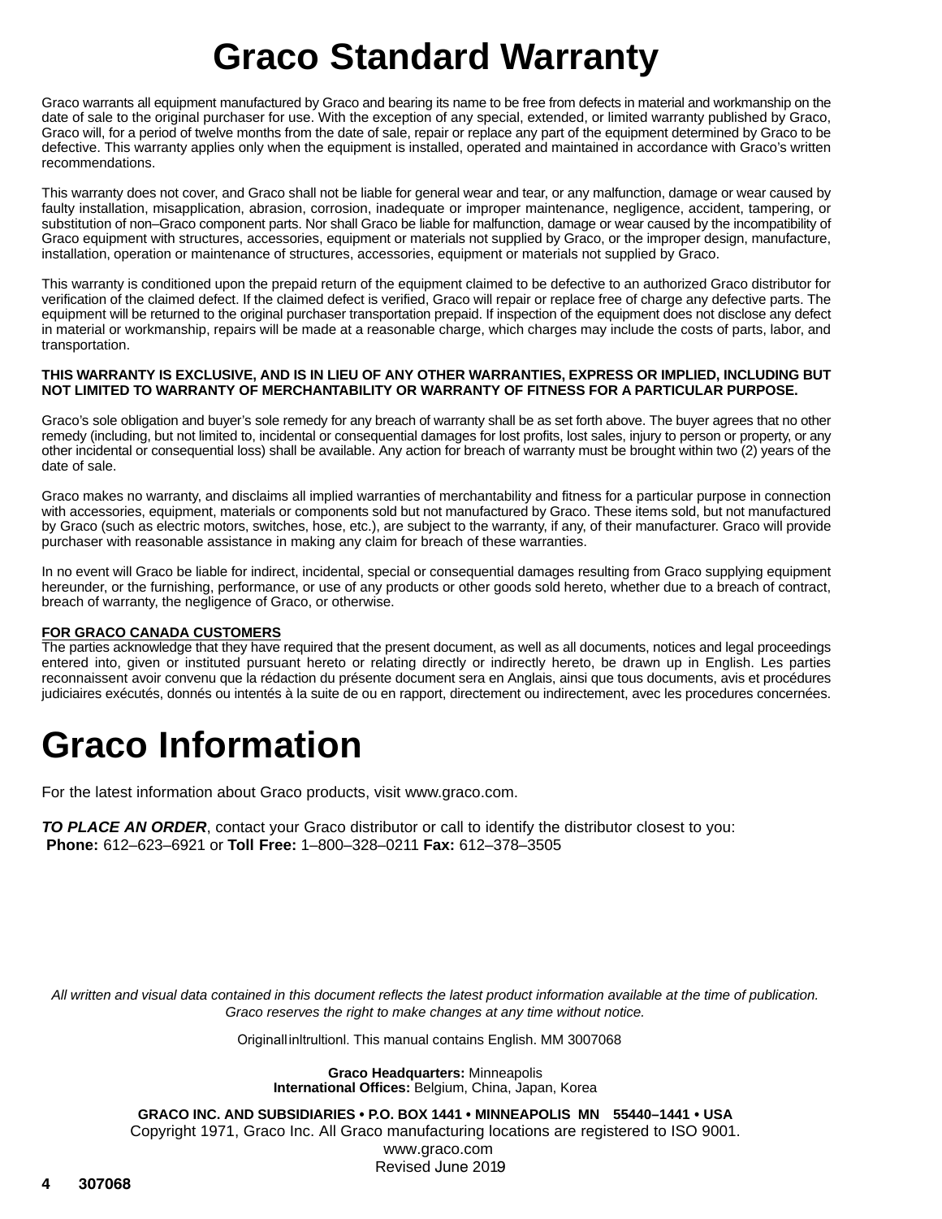# Graco Standard Warranty

Graco warrants all equipment manufactured by Graco and bearing its name to be free from defects in material and workmanship on the date of sale to the original purchaser for use. With the exception of any special, extended, or limited warranty published by Graco, Graco will, for a period of twelve months from the date of sale, repair or replace any part of the equipment determined by Graco to be defective. This warranty applies only when the equipment is installed, operated and maintained in accordance with Graco's written recommendations.

This warranty does not cover, and Graco shall not be liable for general wear and tear, or any malfunction, damage or wear caused by faulty installation, misapplication, abrasion, corrosion, inadequate or improper maintenance, negligence, accident, tampering, or substitution of non–Graco component parts. Nor shall Graco be liable for malfunction, damage or wear caused by the incompatibility of Graco equipment with structures, accessories, equipment or materials not supplied by Graco, or the improper design, manufacture, installation, operation or maintenance of structures, accessories, equipment or materials not supplied by Graco.

This warranty is conditioned upon the prepaid return of the equipment claimed to be defective to an authorized Graco distributor for verification of the claimed defect. If the claimed defect is verified, Graco will repair or replace free of charge any defective parts. The equipment will be returned to the original purchaser transportation prepaid. If inspection of the equipment does not disclose any defect in material or workmanship, repairs will be made at a reasonable charge, which charges may include the costs of parts, labor, and transportation.

**THIS WARRANTY IS EXCLUSIVE, AND IS IN LIEU OF ANY OTHER WARRANTIES, EXPRESS OR IMPLIED, INCLUDING BUT NOT LIMITED TO WARRANTY OF MERCHANTABILITY OR WARRANTY OF FITNESS FOR A PARTICULAR PURPOSE.**

Graco's sole obligation and buyer's sole remedy for any breach of warranty shall be as set forth above. The buyer agrees that no other remedy (including, but not limited to, incidental or consequential damages for lost profits, lost sales, injury to person or property, or any other incidental or consequential loss) shall be available. Any action for breach of warranty must be brought within two (2) years of the date of sale.

Graco makes no warranty, and disclaims all implied warranties of merchantability and fitness for a particular purpose in connection with accessories, equipment, materials or components sold but not manufactured by Graco. These items sold, but not manufactured by Graco (such as electric motors, switches, hose, etc.), are subject to the warranty, if any, of their manufacturer. Graco will provide purchaser with reasonable assistance in making any claim for breach of these warranties.

In no event will Graco be liable for indirect, incidental, special or consequential damages resulting from Graco supplying equipment hereunder, or the furnishing, performance, or use of any products or other goods sold hereto, whether due to a breach of contract, breach of warranty, the negligence of Graco, or otherwise.

**FOR GRACO CANADA CUSTOMERS**

The parties acknowledge that they have required that the present document, as well as all documents, notices and legal proceedings entered into, given or instituted pursuant hereto or relating directly or indirectly hereto, be drawn up in English. Les parties reconnaissent avoir convenu que la rédaction du présente document sera en Anglais, ainsi que tous documents, avis et procédures judiciaires exécutés, donnés ou intentés à la suite de ou en rapport, directement ou indirectement, avec les procedures concernées.

# Graco Information

For the latest information about Graco products, visit www.graco.com.

***TO PLACE AN ORDER***, contact your Graco distributor or call to identify the distributor closest to you:
**Phone:** 612–623–6921 or **Toll Free:** 1–800–328–0211 **Fax:** 612–378–3505

*All written and visual data contained in this document reflects the latest product information available at the time of publication. Graco reserves the right to make changes at any time without notice.*

Originalllinltrultionl. This manual contains English. MM 3007068

**Graco Headquarters:** Minneapolis
**International Offices:** Belgium, China, Japan, Korea

**GRACO INC. AND SUBSIDIARIES • P.O. BOX 1441 • MINNEAPOLIS MN 55440–1441 • USA**
Copyright 1971, Graco Inc. All Graco manufacturing locations are registered to ISO 9001.
www.graco.com
Revised June 2019